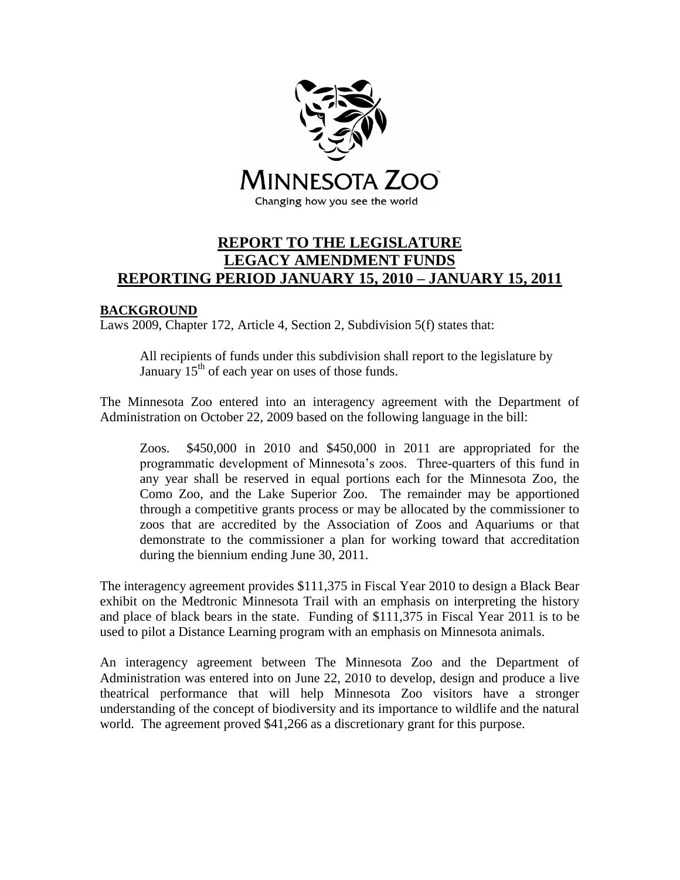MINNESOTA ZOO

Changing how you see the world

# REPORT TO THE LEGISLATURE
# LEGACY AMENDMENT FUNDS
# REPORTING PERIOD JANUARY 15, 2010 – JANUARY 15, 2011

## BACKGROUND

Laws 2009, Chapter 172, Article 4, Section 2, Subdivision 5(f) states that:

> All recipients of funds under this subdivision shall report to the legislature by January 15th of each year on uses of those funds.

The Minnesota Zoo entered into an interagency agreement with the Department of Administration on October 22, 2009 based on the following language in the bill:

> Zoos. \$450,000 in 2010 and \$450,000 in 2011 are appropriated for the programmatic development of Minnesota's zoos. Three-quarters of this fund in any year shall be reserved in equal portions each for the Minnesota Zoo, the Como Zoo, and the Lake Superior Zoo. The remainder may be apportioned through a competitive grants process or may be allocated by the commissioner to zoos that are accredited by the Association of Zoos and Aquariums or that demonstrate to the commissioner a plan for working toward that accreditation during the biennium ending June 30, 2011.

The interagency agreement provides \$111,375 in Fiscal Year 2010 to design a Black Bear exhibit on the Medtronic Minnesota Trail with an emphasis on interpreting the history and place of black bears in the state. Funding of \$111,375 in Fiscal Year 2011 is to be used to pilot a Distance Learning program with an emphasis on Minnesota animals.

An interagency agreement between The Minnesota Zoo and the Department of Administration was entered into on June 22, 2010 to develop, design and produce a live theatrical performance that will help Minnesota Zoo visitors have a stronger understanding of the concept of biodiversity and its importance to wildlife and the natural world. The agreement proved \$41,266 as a discretionary grant for this purpose.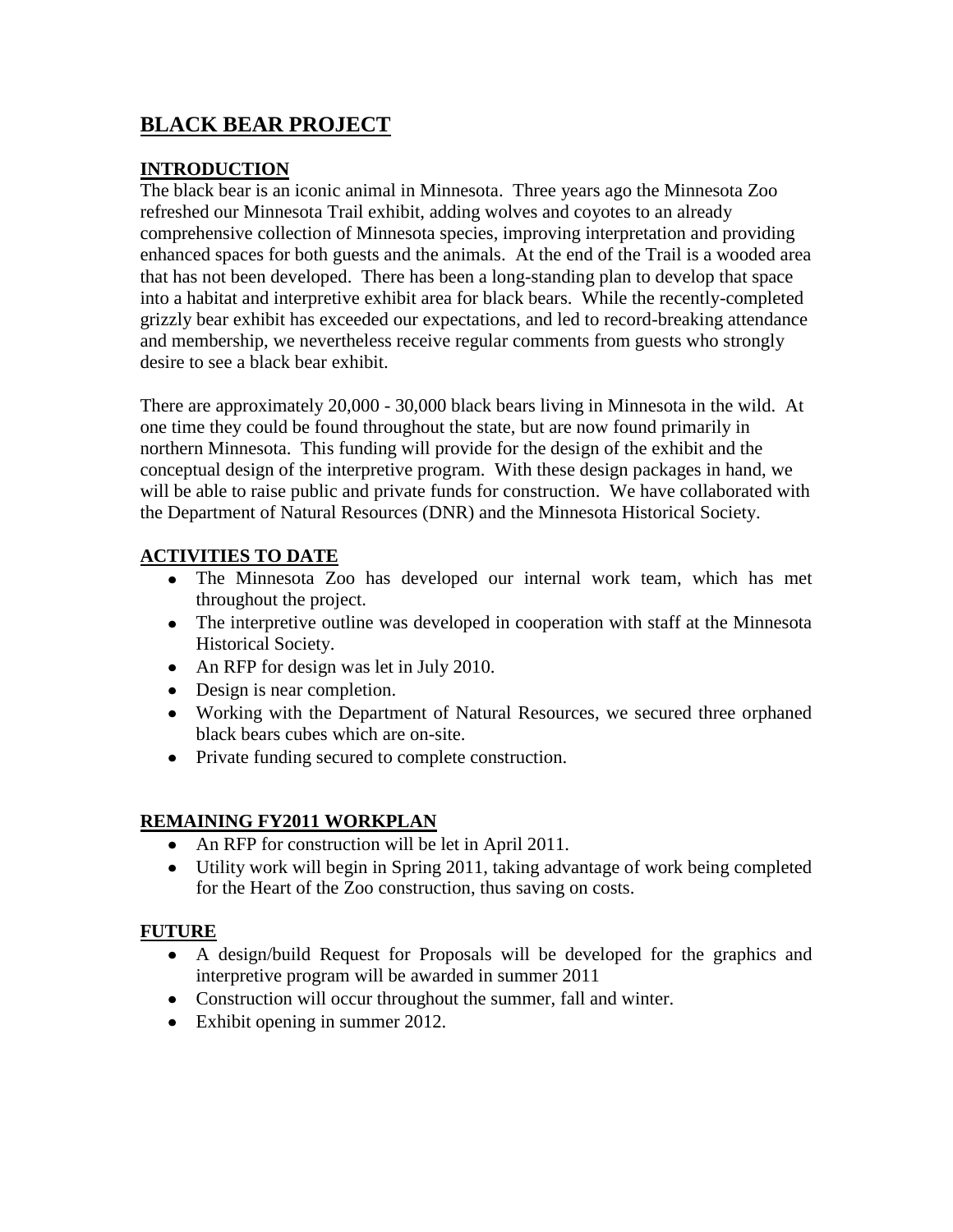# BLACK BEAR PROJECT

## INTRODUCTION

The black bear is an iconic animal in Minnesota. Three years ago the Minnesota Zoo refreshed our Minnesota Trail exhibit, adding wolves and coyotes to an already comprehensive collection of Minnesota species, improving interpretation and providing enhanced spaces for both guests and the animals. At the end of the Trail is a wooded area that has not been developed. There has been a long-standing plan to develop that space into a habitat and interpretive exhibit area for black bears. While the recently-completed grizzly bear exhibit has exceeded our expectations, and led to record-breaking attendance and membership, we nevertheless receive regular comments from guests who strongly desire to see a black bear exhibit.

There are approximately 20,000 - 30,000 black bears living in Minnesota in the wild. At one time they could be found throughout the state, but are now found primarily in northern Minnesota. This funding will provide for the design of the exhibit and the conceptual design of the interpretive program. With these design packages in hand, we will be able to raise public and private funds for construction. We have collaborated with the Department of Natural Resources (DNR) and the Minnesota Historical Society.

## ACTIVITIES TO DATE

- The Minnesota Zoo has developed our internal work team, which has met throughout the project.
- The interpretive outline was developed in cooperation with staff at the Minnesota Historical Society.
- An RFP for design was let in July 2010.
- Design is near completion.
- Working with the Department of Natural Resources, we secured three orphaned black bears cubes which are on-site.
- Private funding secured to complete construction.

## REMAINING FY2011 WORKPLAN

- An RFP for construction will be let in April 2011.
- Utility work will begin in Spring 2011, taking advantage of work being completed for the Heart of the Zoo construction, thus saving on costs.

## FUTURE

- A design/build Request for Proposals will be developed for the graphics and interpretive program will be awarded in summer 2011
- Construction will occur throughout the summer, fall and winter.
- Exhibit opening in summer 2012.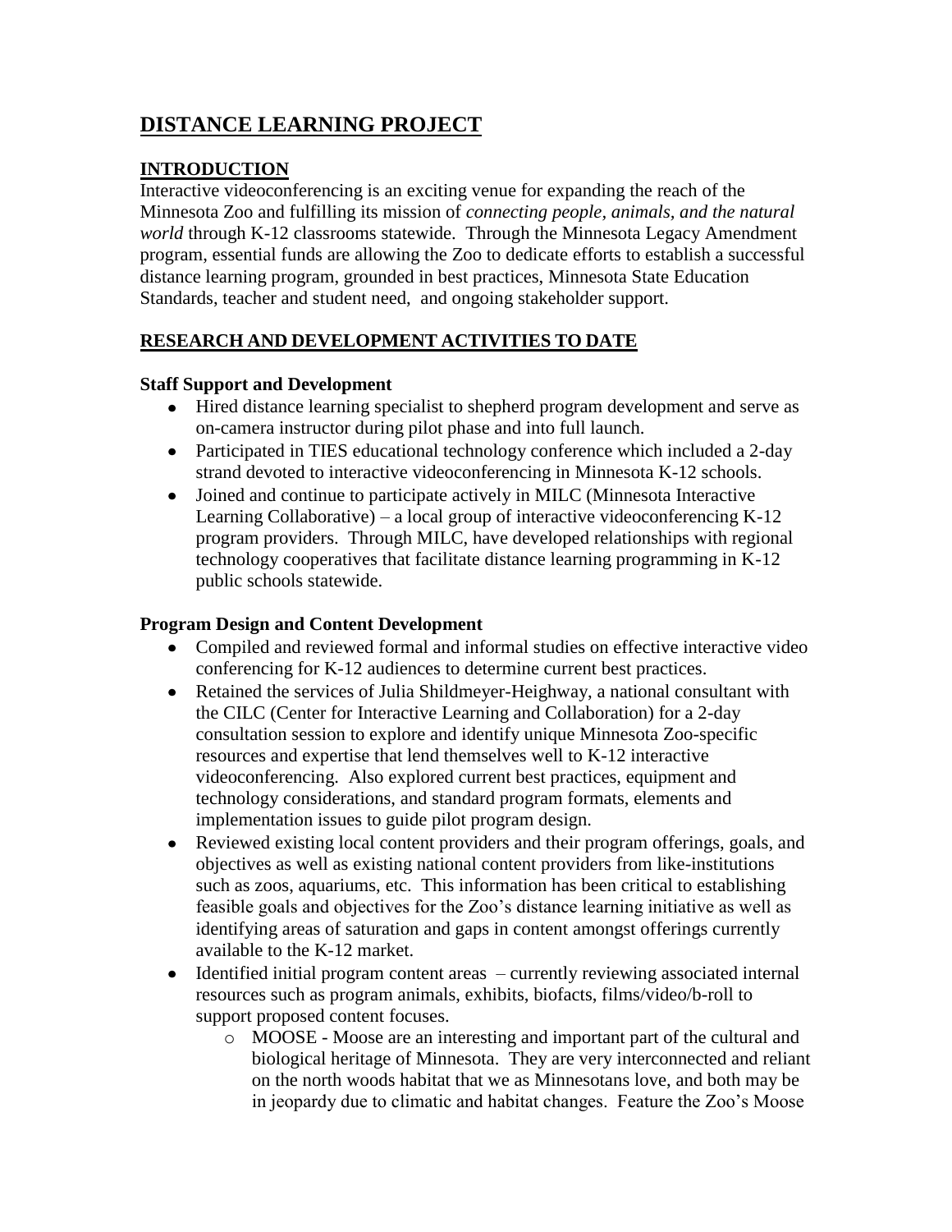# DISTANCE LEARNING PROJECT

## INTRODUCTION

Interactive videoconferencing is an exciting venue for expanding the reach of the Minnesota Zoo and fulfilling its mission of *connecting people, animals, and the natural world* through K-12 classrooms statewide. Through the Minnesota Legacy Amendment program, essential funds are allowing the Zoo to dedicate efforts to establish a successful distance learning program, grounded in best practices, Minnesota State Education Standards, teacher and student need, and ongoing stakeholder support.

## RESEARCH AND DEVELOPMENT ACTIVITIES TO DATE

### Staff Support and Development

- Hired distance learning specialist to shepherd program development and serve as on-camera instructor during pilot phase and into full launch.
- Participated in TIES educational technology conference which included a 2-day strand devoted to interactive videoconferencing in Minnesota K-12 schools.
- Joined and continue to participate actively in MILC (Minnesota Interactive Learning Collaborative) – a local group of interactive videoconferencing K-12 program providers. Through MILC, have developed relationships with regional technology cooperatives that facilitate distance learning programming in K-12 public schools statewide.

### Program Design and Content Development

- Compiled and reviewed formal and informal studies on effective interactive video conferencing for K-12 audiences to determine current best practices.
- Retained the services of Julia Shildmeyer-Heighway, a national consultant with the CILC (Center for Interactive Learning and Collaboration) for a 2-day consultation session to explore and identify unique Minnesota Zoo-specific resources and expertise that lend themselves well to K-12 interactive videoconferencing. Also explored current best practices, equipment and technology considerations, and standard program formats, elements and implementation issues to guide pilot program design.
- Reviewed existing local content providers and their program offerings, goals, and objectives as well as existing national content providers from like-institutions such as zoos, aquariums, etc. This information has been critical to establishing feasible goals and objectives for the Zoo's distance learning initiative as well as identifying areas of saturation and gaps in content amongst offerings currently available to the K-12 market.
- Identified initial program content areas – currently reviewing associated internal resources such as program animals, exhibits, biofacts, films/video/b-roll to support proposed content focuses.
  - MOOSE - Moose are an interesting and important part of the cultural and biological heritage of Minnesota. They are very interconnected and reliant on the north woods habitat that we as Minnesotans love, and both may be in jeopardy due to climatic and habitat changes. Feature the Zoo's Moose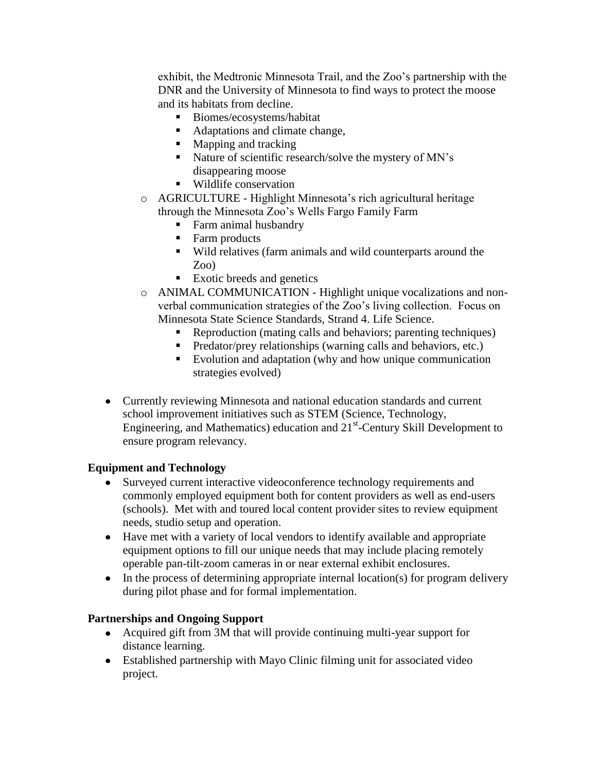exhibit, the Medtronic Minnesota Trail, and the Zoo's partnership with the DNR and the University of Minnesota to find ways to protect the moose and its habitats from decline.
    - Biomes/ecosystems/habitat
    - Adaptations and climate change,
    - Mapping and tracking
    - Nature of scientific research/solve the mystery of MN's disappearing moose
    - Wildlife conservation
  - AGRICULTURE - Highlight Minnesota's rich agricultural heritage through the Minnesota Zoo's Wells Fargo Family Farm
    - Farm animal husbandry
    - Farm products
    - Wild relatives (farm animals and wild counterparts around the Zoo)
    - Exotic breeds and genetics
  - ANIMAL COMMUNICATION - Highlight unique vocalizations and non-verbal communication strategies of the Zoo's living collection. Focus on Minnesota State Science Standards, Strand 4. Life Science.
    - Reproduction (mating calls and behaviors; parenting techniques)
    - Predator/prey relationships (warning calls and behaviors, etc.)
    - Evolution and adaptation (why and how unique communication strategies evolved)

- Currently reviewing Minnesota and national education standards and current school improvement initiatives such as STEM (Science, Technology, Engineering, and Mathematics) education and 21st-Century Skill Development to ensure program relevancy.

**Equipment and Technology**

- Surveyed current interactive videoconference technology requirements and commonly employed equipment both for content providers as well as end-users (schools). Met with and toured local content provider sites to review equipment needs, studio setup and operation.
- Have met with a variety of local vendors to identify available and appropriate equipment options to fill our unique needs that may include placing remotely operable pan-tilt-zoom cameras in or near external exhibit enclosures.
- In the process of determining appropriate internal location(s) for program delivery during pilot phase and for formal implementation.

**Partnerships and Ongoing Support**

- Acquired gift from 3M that will provide continuing multi-year support for distance learning.
- Established partnership with Mayo Clinic filming unit for associated video project.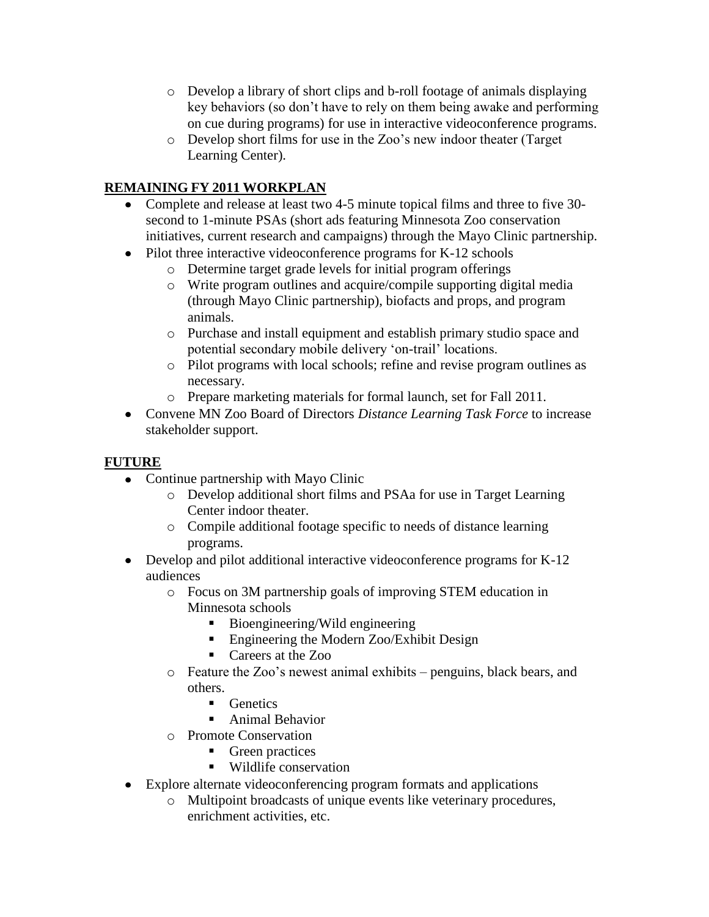- Develop a library of short clips and b-roll footage of animals displaying key behaviors (so don't have to rely on them being awake and performing on cue during programs) for use in interactive videoconference programs.
    - Develop short films for use in the Zoo's new indoor theater (Target Learning Center).

## **REMAINING FY 2011 WORKPLAN**

- Complete and release at least two 4-5 minute topical films and three to five 30-second to 1-minute PSAs (short ads featuring Minnesota Zoo conservation initiatives, current research and campaigns) through the Mayo Clinic partnership.
- Pilot three interactive videoconference programs for K-12 schools
    - Determine target grade levels for initial program offerings
    - Write program outlines and acquire/compile supporting digital media (through Mayo Clinic partnership), biofacts and props, and program animals.
    - Purchase and install equipment and establish primary studio space and potential secondary mobile delivery 'on-trail' locations.
    - Pilot programs with local schools; refine and revise program outlines as necessary.
    - Prepare marketing materials for formal launch, set for Fall 2011.
- Convene MN Zoo Board of Directors *Distance Learning Task Force* to increase stakeholder support.

## **FUTURE**

- Continue partnership with Mayo Clinic
    - Develop additional short films and PSAa for use in Target Learning Center indoor theater.
    - Compile additional footage specific to needs of distance learning programs.
- Develop and pilot additional interactive videoconference programs for K-12 audiences
    - Focus on 3M partnership goals of improving STEM education in Minnesota schools
        - Bioengineering/Wild engineering
        - Engineering the Modern Zoo/Exhibit Design
        - Careers at the Zoo
    - Feature the Zoo's newest animal exhibits – penguins, black bears, and others.
        - Genetics
        - Animal Behavior
    - Promote Conservation
        - Green practices
        - Wildlife conservation
- Explore alternate videoconferencing program formats and applications
    - Multipoint broadcasts of unique events like veterinary procedures, enrichment activities, etc.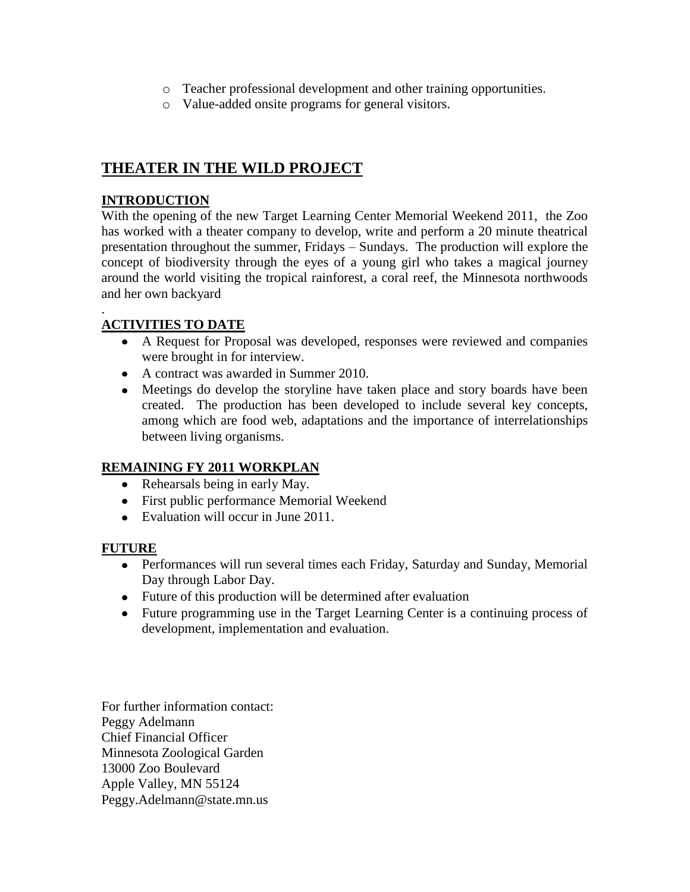- Teacher professional development and other training opportunities.
- Value-added onsite programs for general visitors.

## THEATER IN THE WILD PROJECT

### INTRODUCTION

With the opening of the new Target Learning Center Memorial Weekend 2011, the Zoo has worked with a theater company to develop, write and perform a 20 minute theatrical presentation throughout the summer, Fridays – Sundays. The production will explore the concept of biodiversity through the eyes of a young girl who takes a magical journey around the world visiting the tropical rainforest, a coral reef, the Minnesota northwoods and her own backyard

.

### ACTIVITIES TO DATE

- A Request for Proposal was developed, responses were reviewed and companies were brought in for interview.
- A contract was awarded in Summer 2010.
- Meetings do develop the storyline have taken place and story boards have been created. The production has been developed to include several key concepts, among which are food web, adaptations and the importance of interrelationships between living organisms.

### REMAINING FY 2011 WORKPLAN

- Rehearsals being in early May.
- First public performance Memorial Weekend
- Evaluation will occur in June 2011.

### FUTURE

- Performances will run several times each Friday, Saturday and Sunday, Memorial Day through Labor Day.
- Future of this production will be determined after evaluation
- Future programming use in the Target Learning Center is a continuing process of development, implementation and evaluation.

For further information contact:
Peggy Adelmann
Chief Financial Officer
Minnesota Zoological Garden
13000 Zoo Boulevard
Apple Valley, MN 55124
Peggy.Adelmann@state.mn.us